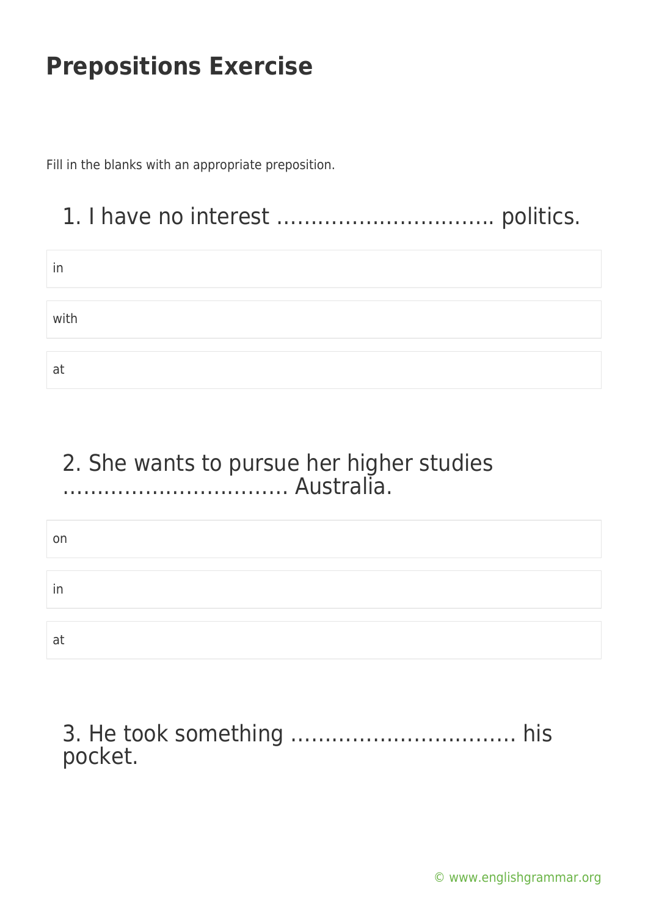# Prepositions Exercise

Fill in the blanks with an appropriate preposition.

## 1. I have no interest ………………………….. politics.

in

with

at

## 2. She wants to pursue her higher studies …………………………… Australia.

on

in

at

## 3. He took something …………………………… his pocket.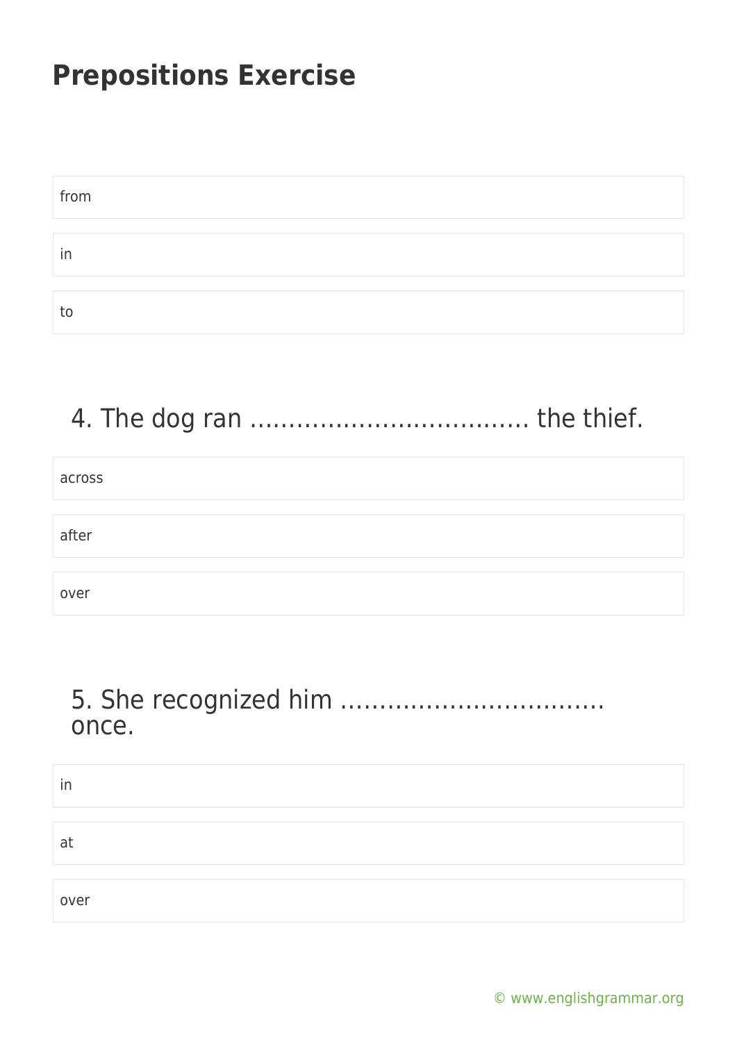# Prepositions Exercise

from

in

to

4. The dog ran ………………………………. the thief.

across

after

over

5. She recognized him ……………………………. once.

in

at

over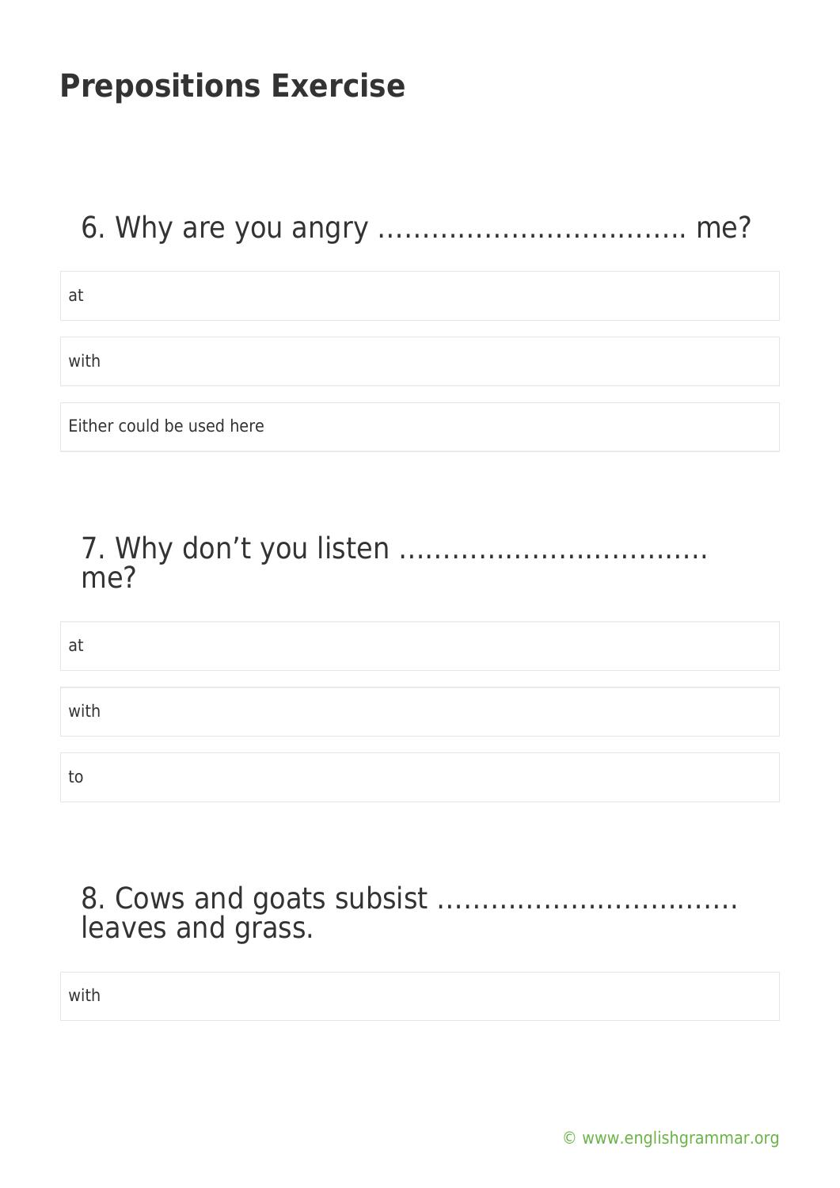# Prepositions Exercise

6. Why are you angry ……………………………… me?

at

with

Either could be used here

7. Why don't you listen ……………………………… me?

at

with

to

8. Cows and goats subsist ……………………………… leaves and grass.

with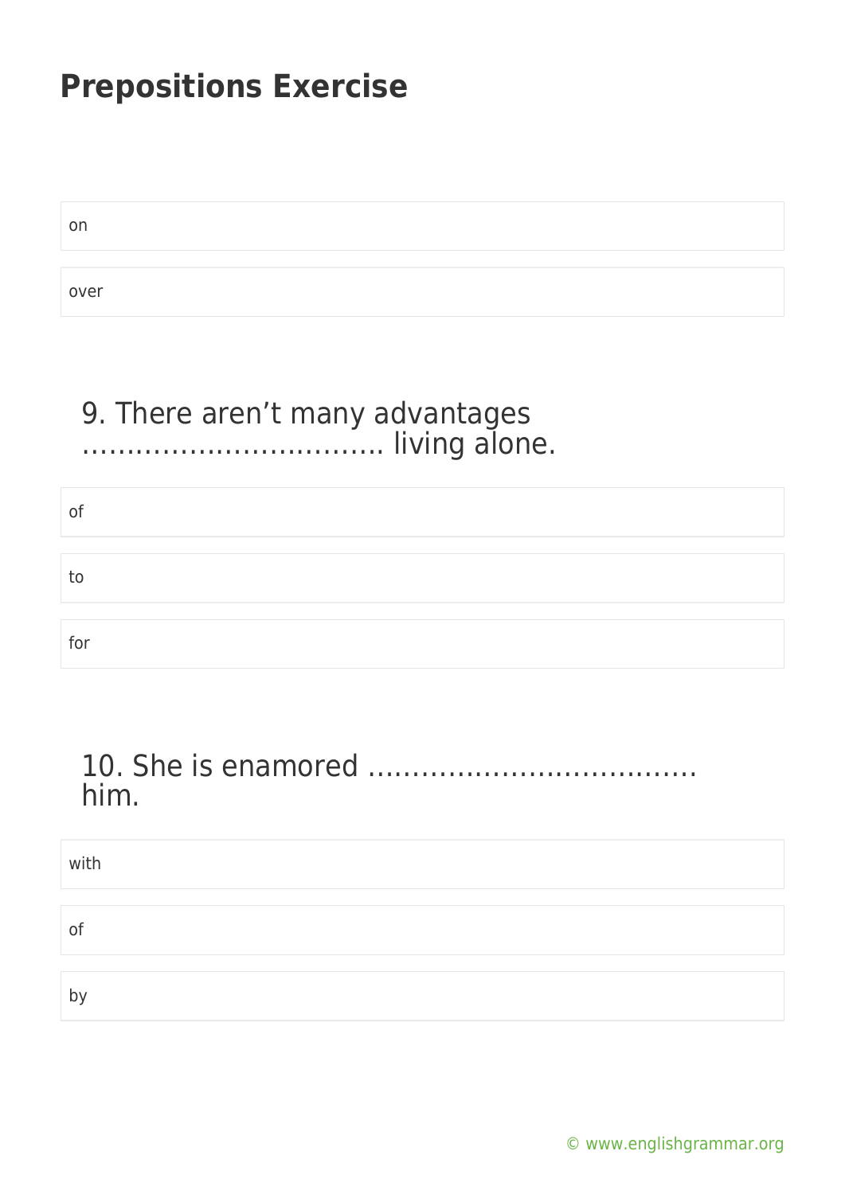## Prepositions Exercise

on

over

### 9. There aren't many advantages ……………………………. living alone.

of

to

for

### 10. She is enamored ………………………………. him.

with

of

by

© www.englishgrammar.org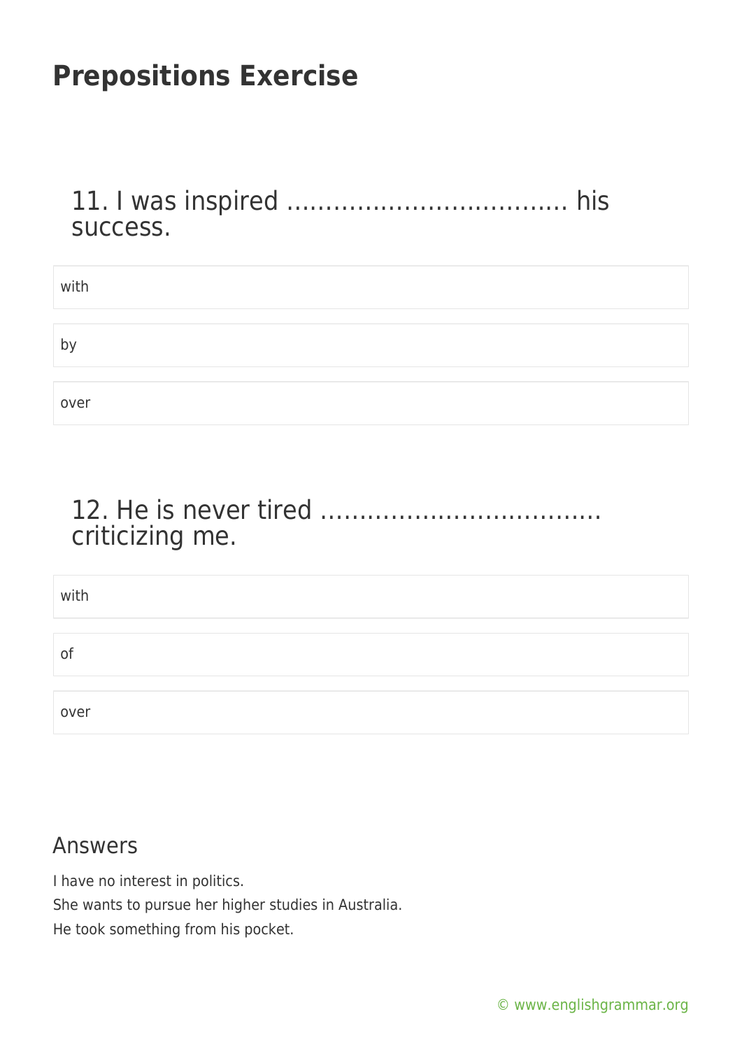# Prepositions Exercise

## 11. I was inspired ……………………………… his success.

with

by

over

## 12. He is never tired ……………………………… criticizing me.

with

of

over

## Answers

I have no interest in politics.

She wants to pursue her higher studies in Australia.

He took something from his pocket.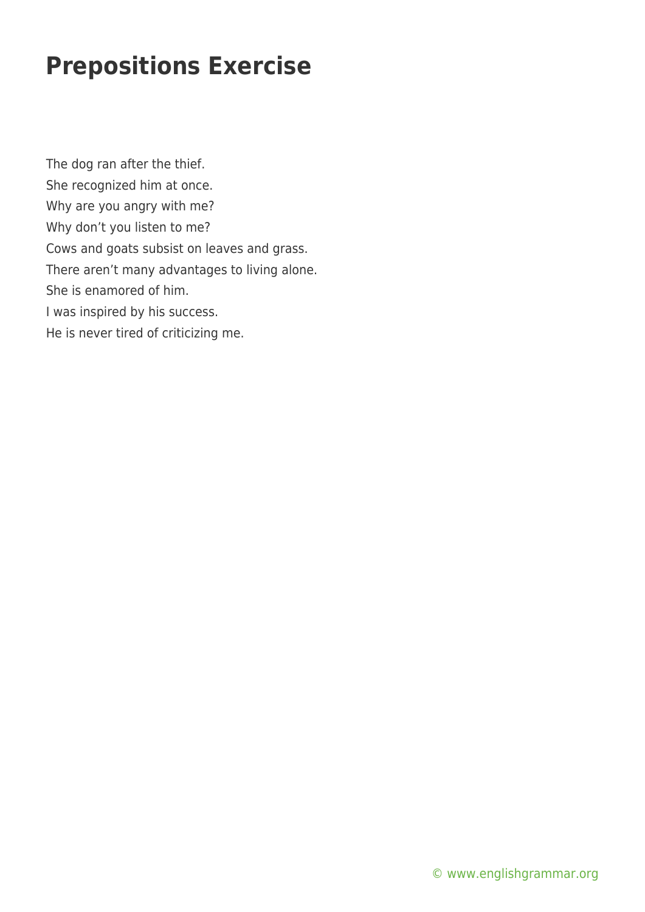# Prepositions Exercise

The dog ran after the thief.
She recognized him at once.
Why are you angry with me?
Why don't you listen to me?
Cows and goats subsist on leaves and grass.
There aren't many advantages to living alone.
She is enamored of him.
I was inspired by his success.
He is never tired of criticizing me.